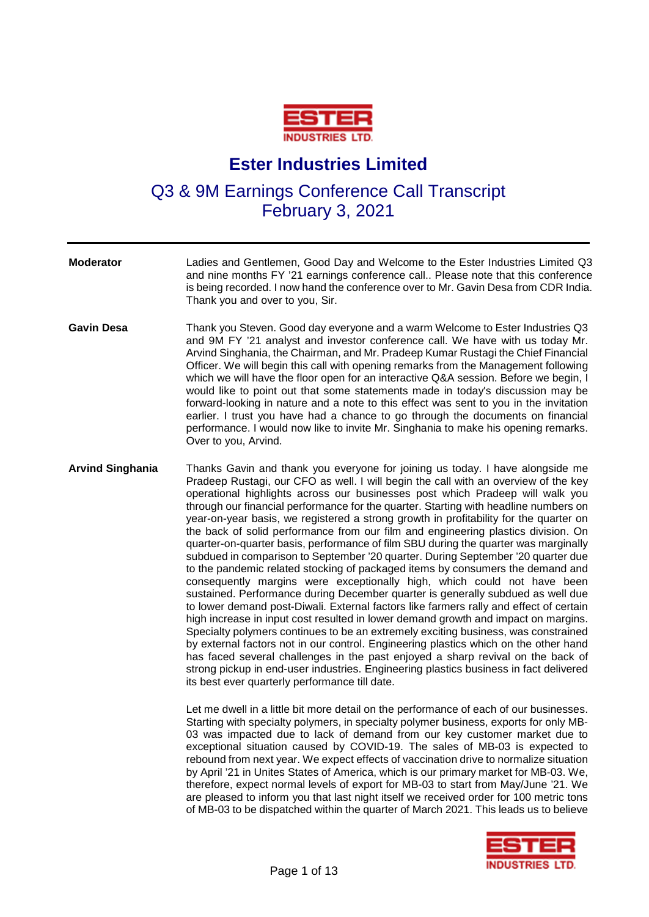# Ester Industries Limited

## Q3 & 9M Earnings Conference Call Transcript
## February 3, 2021

---

**Moderator** Ladies and Gentlemen, Good Day and Welcome to the Ester Industries Limited Q3 and nine months FY '21 earnings conference call.. Please note that this conference is being recorded. I now hand the conference over to Mr. Gavin Desa from CDR India. Thank you and over to you, Sir.

**Gavin Desa** Thank you Steven. Good day everyone and a warm Welcome to Ester Industries Q3 and 9M FY '21 analyst and investor conference call. We have with us today Mr. Arvind Singhania, the Chairman, and Mr. Pradeep Kumar Rustagi the Chief Financial Officer. We will begin this call with opening remarks from the Management following which we will have the floor open for an interactive Q&A session. Before we begin, I would like to point out that some statements made in today's discussion may be forward-looking in nature and a note to this effect was sent to you in the invitation earlier. I trust you have had a chance to go through the documents on financial performance. I would now like to invite Mr. Singhania to make his opening remarks. Over to you, Arvind.

**Arvind Singhania** Thanks Gavin and thank you everyone for joining us today. I have alongside me Pradeep Rustagi, our CFO as well. I will begin the call with an overview of the key operational highlights across our businesses post which Pradeep will walk you through our financial performance for the quarter. Starting with headline numbers on year-on-year basis, we registered a strong growth in profitability for the quarter on the back of solid performance from our film and engineering plastics division. On quarter-on-quarter basis, performance of film SBU during the quarter was marginally subdued in comparison to September '20 quarter. During September '20 quarter due to the pandemic related stocking of packaged items by consumers the demand and consequently margins were exceptionally high, which could not have been sustained. Performance during December quarter is generally subdued as well due to lower demand post-Diwali. External factors like farmers rally and effect of certain high increase in input cost resulted in lower demand growth and impact on margins. Specialty polymers continues to be an extremely exciting business, was constrained by external factors not in our control. Engineering plastics which on the other hand has faced several challenges in the past enjoyed a sharp revival on the back of strong pickup in end-user industries. Engineering plastics business in fact delivered its best ever quarterly performance till date.

Let me dwell in a little bit more detail on the performance of each of our businesses. Starting with specialty polymers, in specialty polymer business, exports for only MB-03 was impacted due to lack of demand from our key customer market due to exceptional situation caused by COVID-19. The sales of MB-03 is expected to rebound from next year. We expect effects of vaccination drive to normalize situation by April '21 in Unites States of America, which is our primary market for MB-03. We, therefore, expect normal levels of export for MB-03 to start from May/June '21. We are pleased to inform you that last night itself we received order for 100 metric tons of MB-03 to be dispatched within the quarter of March 2021. This leads us to believe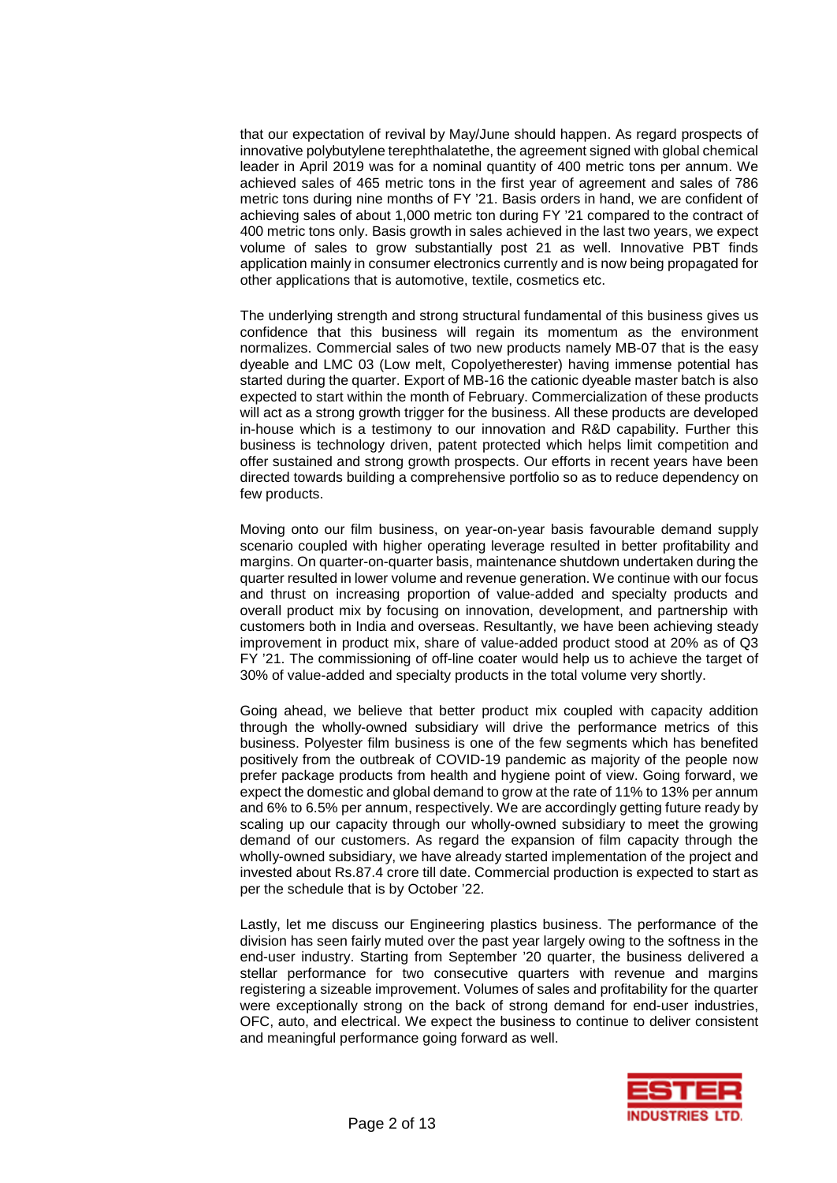that our expectation of revival by May/June should happen. As regard prospects of innovative polybutylene terephthalatethe, the agreement signed with global chemical leader in April 2019 was for a nominal quantity of 400 metric tons per annum. We achieved sales of 465 metric tons in the first year of agreement and sales of 786 metric tons during nine months of FY '21. Basis orders in hand, we are confident of achieving sales of about 1,000 metric ton during FY '21 compared to the contract of 400 metric tons only. Basis growth in sales achieved in the last two years, we expect volume of sales to grow substantially post 21 as well. Innovative PBT finds application mainly in consumer electronics currently and is now being propagated for other applications that is automotive, textile, cosmetics etc.

The underlying strength and strong structural fundamental of this business gives us confidence that this business will regain its momentum as the environment normalizes. Commercial sales of two new products namely MB-07 that is the easy dyeable and LMC 03 (Low melt, Copolyetherester) having immense potential has started during the quarter. Export of MB-16 the cationic dyeable master batch is also expected to start within the month of February. Commercialization of these products will act as a strong growth trigger for the business. All these products are developed in-house which is a testimony to our innovation and R&D capability. Further this business is technology driven, patent protected which helps limit competition and offer sustained and strong growth prospects. Our efforts in recent years have been directed towards building a comprehensive portfolio so as to reduce dependency on few products.

Moving onto our film business, on year-on-year basis favourable demand supply scenario coupled with higher operating leverage resulted in better profitability and margins. On quarter-on-quarter basis, maintenance shutdown undertaken during the quarter resulted in lower volume and revenue generation. We continue with our focus and thrust on increasing proportion of value-added and specialty products and overall product mix by focusing on innovation, development, and partnership with customers both in India and overseas. Resultantly, we have been achieving steady improvement in product mix, share of value-added product stood at 20% as of Q3 FY '21. The commissioning of off-line coater would help us to achieve the target of 30% of value-added and specialty products in the total volume very shortly.

Going ahead, we believe that better product mix coupled with capacity addition through the wholly-owned subsidiary will drive the performance metrics of this business. Polyester film business is one of the few segments which has benefited positively from the outbreak of COVID-19 pandemic as majority of the people now prefer package products from health and hygiene point of view. Going forward, we expect the domestic and global demand to grow at the rate of 11% to 13% per annum and 6% to 6.5% per annum, respectively. We are accordingly getting future ready by scaling up our capacity through our wholly-owned subsidiary to meet the growing demand of our customers. As regard the expansion of film capacity through the wholly-owned subsidiary, we have already started implementation of the project and invested about Rs.87.4 crore till date. Commercial production is expected to start as per the schedule that is by October '22.

Lastly, let me discuss our Engineering plastics business. The performance of the division has seen fairly muted over the past year largely owing to the softness in the end-user industry. Starting from September '20 quarter, the business delivered a stellar performance for two consecutive quarters with revenue and margins registering a sizeable improvement. Volumes of sales and profitability for the quarter were exceptionally strong on the back of strong demand for end-user industries, OFC, auto, and electrical. We expect the business to continue to deliver consistent and meaningful performance going forward as well.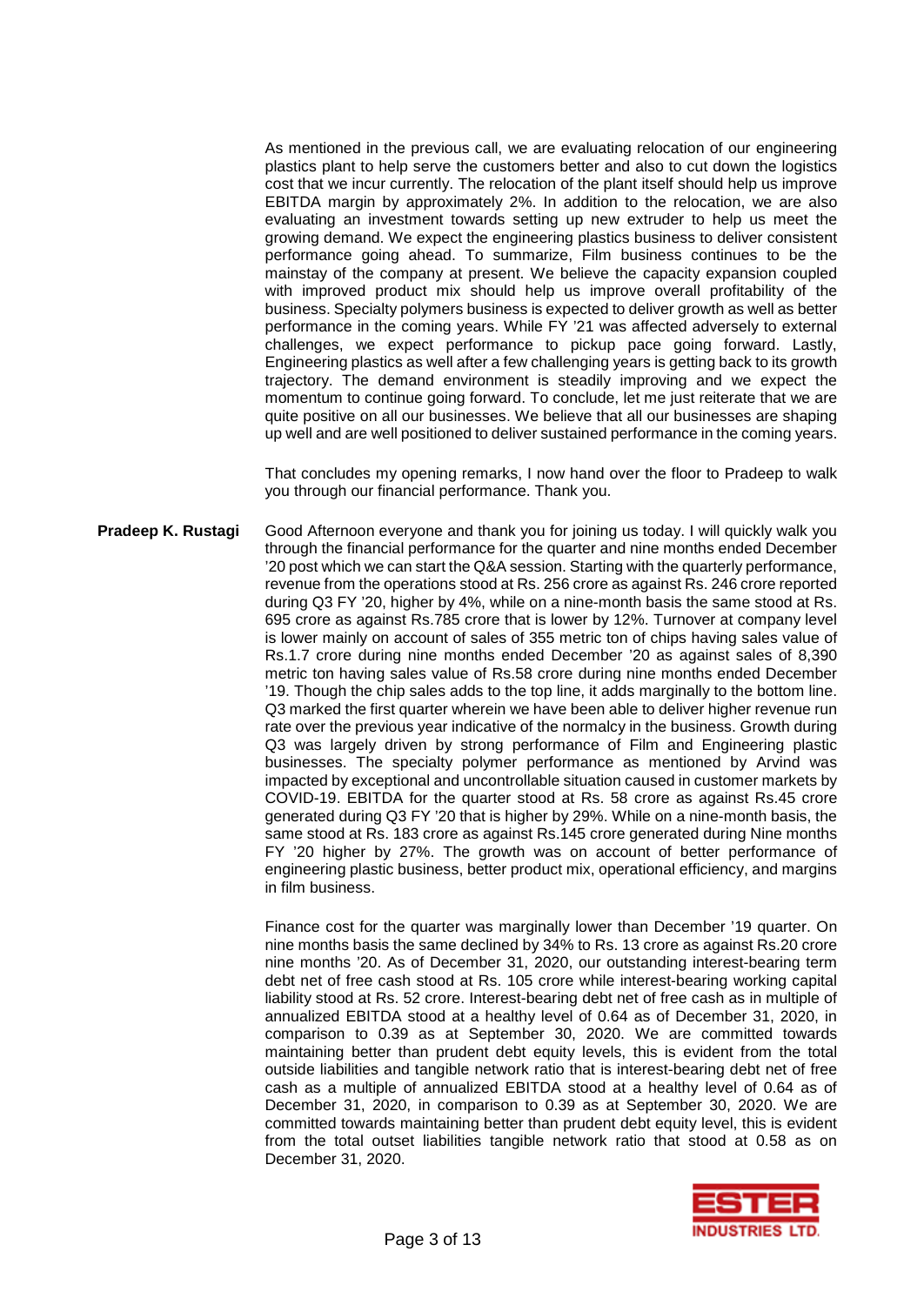As mentioned in the previous call, we are evaluating relocation of our engineering plastics plant to help serve the customers better and also to cut down the logistics cost that we incur currently. The relocation of the plant itself should help us improve EBITDA margin by approximately 2%. In addition to the relocation, we are also evaluating an investment towards setting up new extruder to help us meet the growing demand. We expect the engineering plastics business to deliver consistent performance going ahead. To summarize, Film business continues to be the mainstay of the company at present. We believe the capacity expansion coupled with improved product mix should help us improve overall profitability of the business. Specialty polymers business is expected to deliver growth as well as better performance in the coming years. While FY '21 was affected adversely to external challenges, we expect performance to pickup pace going forward. Lastly, Engineering plastics as well after a few challenging years is getting back to its growth trajectory. The demand environment is steadily improving and we expect the momentum to continue going forward. To conclude, let me just reiterate that we are quite positive on all our businesses. We believe that all our businesses are shaping up well and are well positioned to deliver sustained performance in the coming years.

That concludes my opening remarks, I now hand over the floor to Pradeep to walk you through our financial performance. Thank you.

**Pradeep K. Rustagi** Good Afternoon everyone and thank you for joining us today. I will quickly walk you through the financial performance for the quarter and nine months ended December '20 post which we can start the Q&A session. Starting with the quarterly performance, revenue from the operations stood at Rs. 256 crore as against Rs. 246 crore reported during Q3 FY '20, higher by 4%, while on a nine-month basis the same stood at Rs. 695 crore as against Rs.785 crore that is lower by 12%. Turnover at company level is lower mainly on account of sales of 355 metric ton of chips having sales value of Rs.1.7 crore during nine months ended December '20 as against sales of 8,390 metric ton having sales value of Rs.58 crore during nine months ended December '19. Though the chip sales adds to the top line, it adds marginally to the bottom line. Q3 marked the first quarter wherein we have been able to deliver higher revenue run rate over the previous year indicative of the normalcy in the business. Growth during Q3 was largely driven by strong performance of Film and Engineering plastic businesses. The specialty polymer performance as mentioned by Arvind was impacted by exceptional and uncontrollable situation caused in customer markets by COVID-19. EBITDA for the quarter stood at Rs. 58 crore as against Rs.45 crore generated during Q3 FY '20 that is higher by 29%. While on a nine-month basis, the same stood at Rs. 183 crore as against Rs.145 crore generated during Nine months FY '20 higher by 27%. The growth was on account of better performance of engineering plastic business, better product mix, operational efficiency, and margins in film business.

Finance cost for the quarter was marginally lower than December '19 quarter. On nine months basis the same declined by 34% to Rs. 13 crore as against Rs.20 crore nine months '20. As of December 31, 2020, our outstanding interest-bearing term debt net of free cash stood at Rs. 105 crore while interest-bearing working capital liability stood at Rs. 52 crore. Interest-bearing debt net of free cash as in multiple of annualized EBITDA stood at a healthy level of 0.64 as of December 31, 2020, in comparison to 0.39 as at September 30, 2020. We are committed towards maintaining better than prudent debt equity levels, this is evident from the total outside liabilities and tangible network ratio that is interest-bearing debt net of free cash as a multiple of annualized EBITDA stood at a healthy level of 0.64 as of December 31, 2020, in comparison to 0.39 as at September 30, 2020. We are committed towards maintaining better than prudent debt equity level, this is evident from the total outset liabilities tangible network ratio that stood at 0.58 as on December 31, 2020.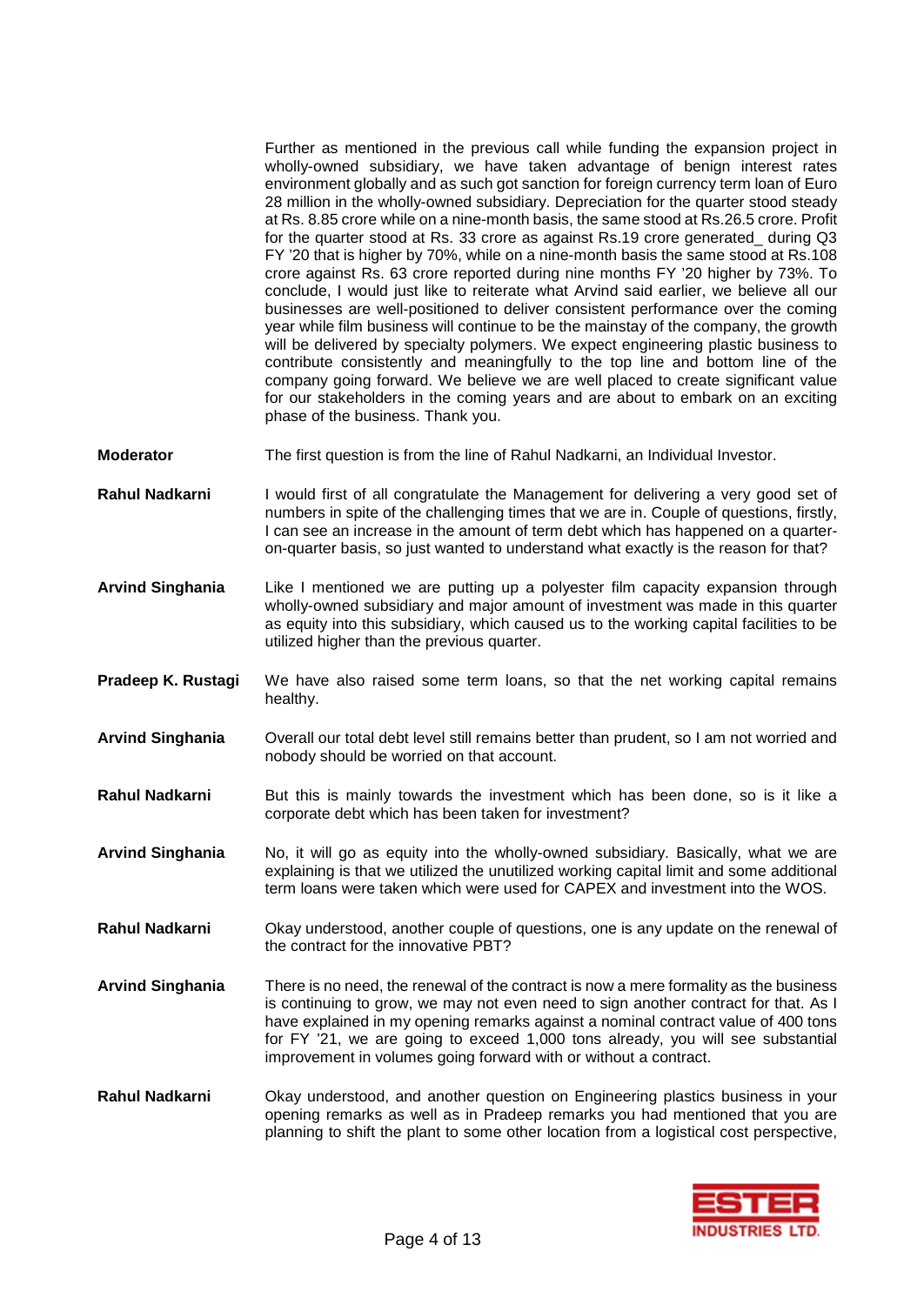Further as mentioned in the previous call while funding the expansion project in wholly-owned subsidiary, we have taken advantage of benign interest rates environment globally and as such got sanction for foreign currency term loan of Euro 28 million in the wholly-owned subsidiary. Depreciation for the quarter stood steady at Rs. 8.85 crore while on a nine-month basis, the same stood at Rs.26.5 crore. Profit for the quarter stood at Rs. 33 crore as against Rs.19 crore generated_ during Q3 FY '20 that is higher by 70%, while on a nine-month basis the same stood at Rs.108 crore against Rs. 63 crore reported during nine months FY '20 higher by 73%. To conclude, I would just like to reiterate what Arvind said earlier, we believe all our businesses are well-positioned to deliver consistent performance over the coming year while film business will continue to be the mainstay of the company, the growth will be delivered by specialty polymers. We expect engineering plastic business to contribute consistently and meaningfully to the top line and bottom line of the company going forward. We believe we are well placed to create significant value for our stakeholders in the coming years and are about to embark on an exciting phase of the business. Thank you.

**Moderator** The first question is from the line of Rahul Nadkarni, an Individual Investor.

**Rahul Nadkarni** I would first of all congratulate the Management for delivering a very good set of numbers in spite of the challenging times that we are in. Couple of questions, firstly, I can see an increase in the amount of term debt which has happened on a quarter-on-quarter basis, so just wanted to understand what exactly is the reason for that?

**Arvind Singhania** Like I mentioned we are putting up a polyester film capacity expansion through wholly-owned subsidiary and major amount of investment was made in this quarter as equity into this subsidiary, which caused us to the working capital facilities to be utilized higher than the previous quarter.

**Pradeep K. Rustagi** We have also raised some term loans, so that the net working capital remains healthy.

**Arvind Singhania** Overall our total debt level still remains better than prudent, so I am not worried and nobody should be worried on that account.

**Rahul Nadkarni** But this is mainly towards the investment which has been done, so is it like a corporate debt which has been taken for investment?

**Arvind Singhania** No, it will go as equity into the wholly-owned subsidiary. Basically, what we are explaining is that we utilized the unutilized working capital limit and some additional term loans were taken which were used for CAPEX and investment into the WOS.

**Rahul Nadkarni** Okay understood, another couple of questions, one is any update on the renewal of the contract for the innovative PBT?

**Arvind Singhania** There is no need, the renewal of the contract is now a mere formality as the business is continuing to grow, we may not even need to sign another contract for that. As I have explained in my opening remarks against a nominal contract value of 400 tons for FY '21, we are going to exceed 1,000 tons already, you will see substantial improvement in volumes going forward with or without a contract.

**Rahul Nadkarni** Okay understood, and another question on Engineering plastics business in your opening remarks as well as in Pradeep remarks you had mentioned that you are planning to shift the plant to some other location from a logistical cost perspective,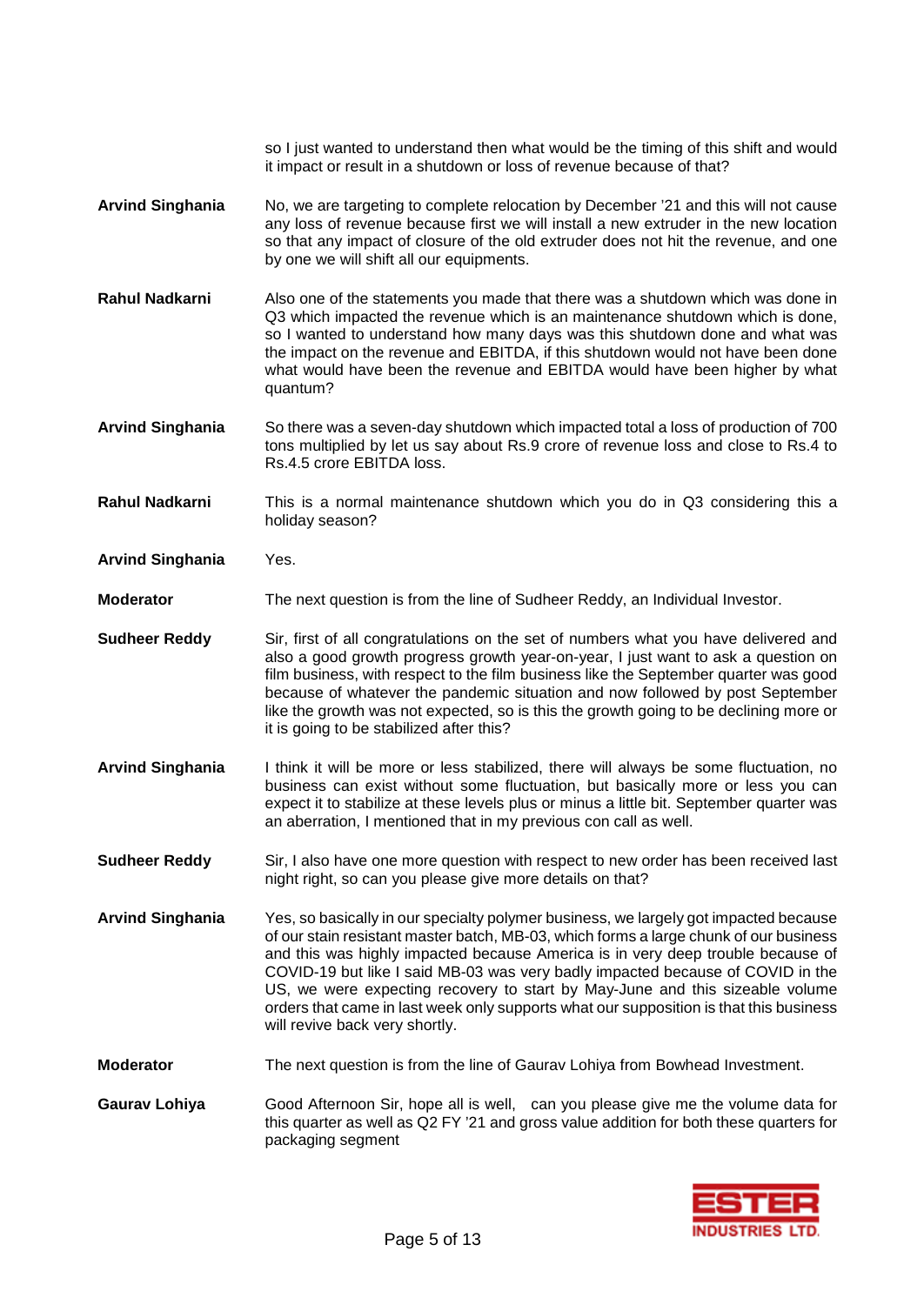so I just wanted to understand then what would be the timing of this shift and would it impact or result in a shutdown or loss of revenue because of that?

**Arvind Singhania** No, we are targeting to complete relocation by December '21 and this will not cause any loss of revenue because first we will install a new extruder in the new location so that any impact of closure of the old extruder does not hit the revenue, and one by one we will shift all our equipments.

**Rahul Nadkarni** Also one of the statements you made that there was a shutdown which was done in Q3 which impacted the revenue which is an maintenance shutdown which is done, so I wanted to understand how many days was this shutdown done and what was the impact on the revenue and EBITDA, if this shutdown would not have been done what would have been the revenue and EBITDA would have been higher by what quantum?

**Arvind Singhania** So there was a seven-day shutdown which impacted total a loss of production of 700 tons multiplied by let us say about Rs.9 crore of revenue loss and close to Rs.4 to Rs.4.5 crore EBITDA loss.

**Rahul Nadkarni** This is a normal maintenance shutdown which you do in Q3 considering this a holiday season?

**Arvind Singhania** Yes.

**Moderator** The next question is from the line of Sudheer Reddy, an Individual Investor.

**Sudheer Reddy** Sir, first of all congratulations on the set of numbers what you have delivered and also a good growth progress growth year-on-year, I just want to ask a question on film business, with respect to the film business like the September quarter was good because of whatever the pandemic situation and now followed by post September like the growth was not expected, so is this the growth going to be declining more or it is going to be stabilized after this?

**Arvind Singhania** I think it will be more or less stabilized, there will always be some fluctuation, no business can exist without some fluctuation, but basically more or less you can expect it to stabilize at these levels plus or minus a little bit. September quarter was an aberration, I mentioned that in my previous con call as well.

**Sudheer Reddy** Sir, I also have one more question with respect to new order has been received last night right, so can you please give more details on that?

**Arvind Singhania** Yes, so basically in our specialty polymer business, we largely got impacted because of our stain resistant master batch, MB-03, which forms a large chunk of our business and this was highly impacted because America is in very deep trouble because of COVID-19 but like I said MB-03 was very badly impacted because of COVID in the US, we were expecting recovery to start by May-June and this sizeable volume orders that came in last week only supports what our supposition is that this business will revive back very shortly.

**Moderator** The next question is from the line of Gaurav Lohiya from Bowhead Investment.

**Gaurav Lohiya** Good Afternoon Sir, hope all is well, can you please give me the volume data for this quarter as well as Q2 FY '21 and gross value addition for both these quarters for packaging segment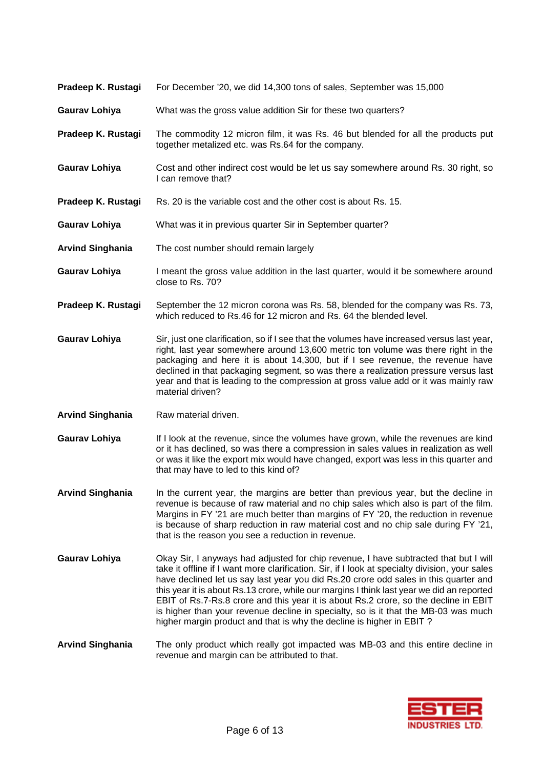**Pradeep K. Rustagi** For December '20, we did 14,300 tons of sales, September was 15,000

**Gaurav Lohiya** What was the gross value addition Sir for these two quarters?

**Pradeep K. Rustagi** The commodity 12 micron film, it was Rs. 46 but blended for all the products put together metalized etc. was Rs.64 for the company.

**Gaurav Lohiya** Cost and other indirect cost would be let us say somewhere around Rs. 30 right, so I can remove that?

**Pradeep K. Rustagi** Rs. 20 is the variable cost and the other cost is about Rs. 15.

**Gaurav Lohiya** What was it in previous quarter Sir in September quarter?

**Arvind Singhania** The cost number should remain largely

**Gaurav Lohiya** I meant the gross value addition in the last quarter, would it be somewhere around close to Rs. 70?

**Pradeep K. Rustagi** September the 12 micron corona was Rs. 58, blended for the company was Rs. 73, which reduced to Rs.46 for 12 micron and Rs. 64 the blended level.

**Gaurav Lohiya** Sir, just one clarification, so if I see that the volumes have increased versus last year, right, last year somewhere around 13,600 metric ton volume was there right in the packaging and here it is about 14,300, but if I see revenue, the revenue have declined in that packaging segment, so was there a realization pressure versus last year and that is leading to the compression at gross value add or it was mainly raw material driven?

**Arvind Singhania** Raw material driven.

**Gaurav Lohiya** If I look at the revenue, since the volumes have grown, while the revenues are kind or it has declined, so was there a compression in sales values in realization as well or was it like the export mix would have changed, export was less in this quarter and that may have to led to this kind of?

**Arvind Singhania** In the current year, the margins are better than previous year, but the decline in revenue is because of raw material and no chip sales which also is part of the film. Margins in FY '21 are much better than margins of FY '20, the reduction in revenue is because of sharp reduction in raw material cost and no chip sale during FY '21, that is the reason you see a reduction in revenue.

**Gaurav Lohiya** Okay Sir, I anyways had adjusted for chip revenue, I have subtracted that but I will take it offline if I want more clarification. Sir, if I look at specialty division, your sales have declined let us say last year you did Rs.20 crore odd sales in this quarter and this year it is about Rs.13 crore, while our margins I think last year we did an reported EBIT of Rs.7-Rs.8 crore and this year it is about Rs.2 crore, so the decline in EBIT is higher than your revenue decline in specialty, so is it that the MB-03 was much higher margin product and that is why the decline is higher in EBIT ?

**Arvind Singhania** The only product which really got impacted was MB-03 and this entire decline in revenue and margin can be attributed to that.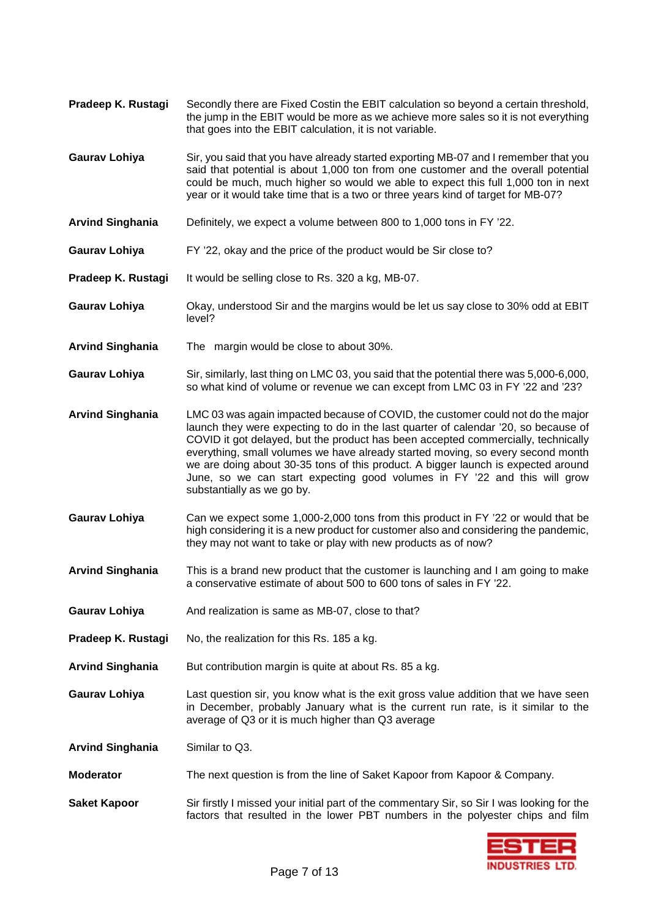**Pradeep K. Rustagi** Secondly there are Fixed Costin the EBIT calculation so beyond a certain threshold, the jump in the EBIT would be more as we achieve more sales so it is not everything that goes into the EBIT calculation, it is not variable.

**Gaurav Lohiya** Sir, you said that you have already started exporting MB-07 and I remember that you said that potential is about 1,000 ton from one customer and the overall potential could be much, much higher so would we able to expect this full 1,000 ton in next year or it would take time that is a two or three years kind of target for MB-07?

**Arvind Singhania** Definitely, we expect a volume between 800 to 1,000 tons in FY '22.

**Gaurav Lohiya** FY '22, okay and the price of the product would be Sir close to?

**Pradeep K. Rustagi** It would be selling close to Rs. 320 a kg, MB-07.

**Gaurav Lohiya** Okay, understood Sir and the margins would be let us say close to 30% odd at EBIT level?

**Arvind Singhania** The margin would be close to about 30%.

**Gaurav Lohiya** Sir, similarly, last thing on LMC 03, you said that the potential there was 5,000-6,000, so what kind of volume or revenue we can except from LMC 03 in FY '22 and '23?

**Arvind Singhania** LMC 03 was again impacted because of COVID, the customer could not do the major launch they were expecting to do in the last quarter of calendar '20, so because of COVID it got delayed, but the product has been accepted commercially, technically everything, small volumes we have already started moving, so every second month we are doing about 30-35 tons of this product. A bigger launch is expected around June, so we can start expecting good volumes in FY '22 and this will grow substantially as we go by.

**Gaurav Lohiya** Can we expect some 1,000-2,000 tons from this product in FY '22 or would that be high considering it is a new product for customer also and considering the pandemic, they may not want to take or play with new products as of now?

**Arvind Singhania** This is a brand new product that the customer is launching and I am going to make a conservative estimate of about 500 to 600 tons of sales in FY '22.

**Gaurav Lohiya** And realization is same as MB-07, close to that?

**Pradeep K. Rustagi** No, the realization for this Rs. 185 a kg.

**Arvind Singhania** But contribution margin is quite at about Rs. 85 a kg.

**Gaurav Lohiya** Last question sir, you know what is the exit gross value addition that we have seen in December, probably January what is the current run rate, is it similar to the average of Q3 or it is much higher than Q3 average

**Arvind Singhania** Similar to Q3.

**Moderator** The next question is from the line of Saket Kapoor from Kapoor & Company.

**Saket Kapoor** Sir firstly I missed your initial part of the commentary Sir, so Sir I was looking for the factors that resulted in the lower PBT numbers in the polyester chips and film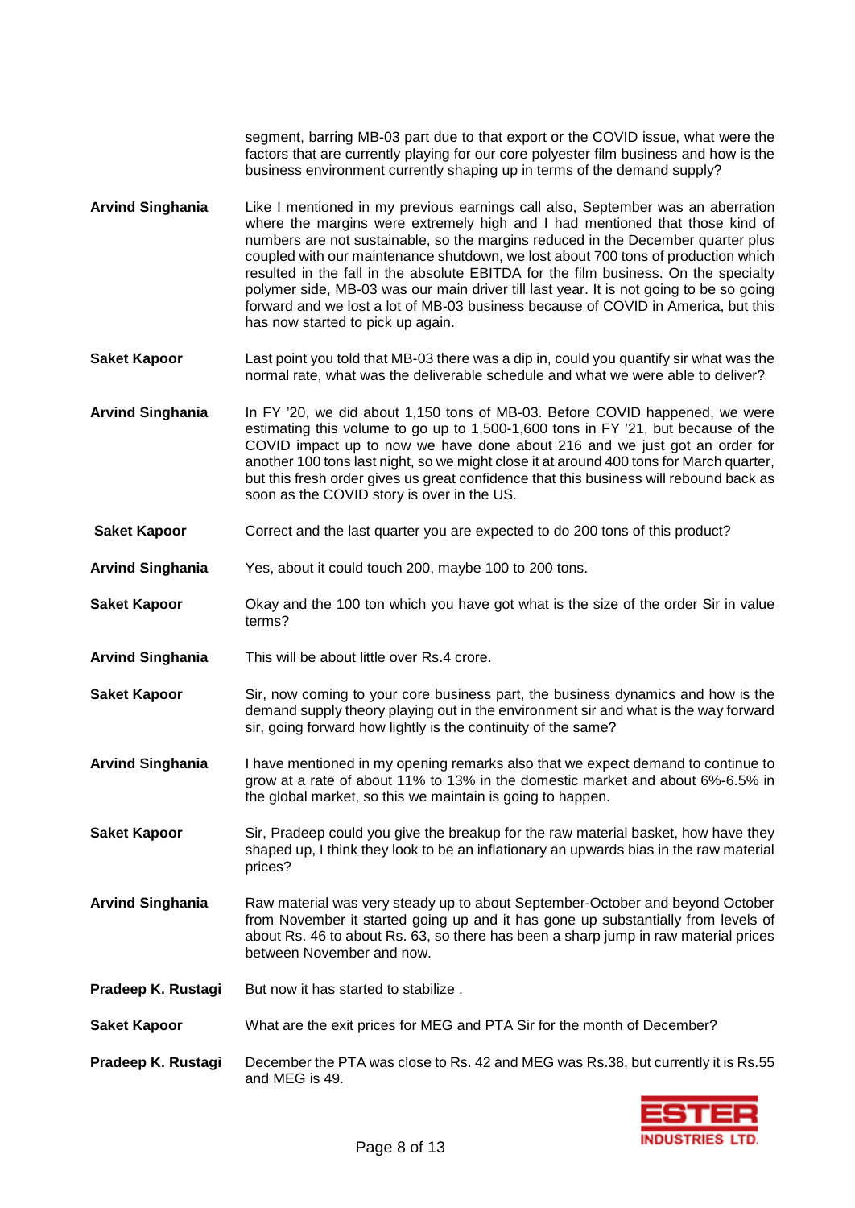segment, barring MB-03 part due to that export or the COVID issue, what were the factors that are currently playing for our core polyester film business and how is the business environment currently shaping up in terms of the demand supply?

**Arvind Singhania** Like I mentioned in my previous earnings call also, September was an aberration where the margins were extremely high and I had mentioned that those kind of numbers are not sustainable, so the margins reduced in the December quarter plus coupled with our maintenance shutdown, we lost about 700 tons of production which resulted in the fall in the absolute EBITDA for the film business. On the specialty polymer side, MB-03 was our main driver till last year. It is not going to be so going forward and we lost a lot of MB-03 business because of COVID in America, but this has now started to pick up again.

**Saket Kapoor** Last point you told that MB-03 there was a dip in, could you quantify sir what was the normal rate, what was the deliverable schedule and what we were able to deliver?

**Arvind Singhania** In FY '20, we did about 1,150 tons of MB-03. Before COVID happened, we were estimating this volume to go up to 1,500-1,600 tons in FY '21, but because of the COVID impact up to now we have done about 216 and we just got an order for another 100 tons last night, so we might close it at around 400 tons for March quarter, but this fresh order gives us great confidence that this business will rebound back as soon as the COVID story is over in the US.

**Saket Kapoor** Correct and the last quarter you are expected to do 200 tons of this product?

**Arvind Singhania** Yes, about it could touch 200, maybe 100 to 200 tons.

**Saket Kapoor** Okay and the 100 ton which you have got what is the size of the order Sir in value terms?

**Arvind Singhania** This will be about little over Rs.4 crore.

**Saket Kapoor** Sir, now coming to your core business part, the business dynamics and how is the demand supply theory playing out in the environment sir and what is the way forward sir, going forward how lightly is the continuity of the same?

**Arvind Singhania** I have mentioned in my opening remarks also that we expect demand to continue to grow at a rate of about 11% to 13% in the domestic market and about 6%-6.5% in the global market, so this we maintain is going to happen.

**Saket Kapoor** Sir, Pradeep could you give the breakup for the raw material basket, how have they shaped up, I think they look to be an inflationary an upwards bias in the raw material prices?

**Arvind Singhania** Raw material was very steady up to about September-October and beyond October from November it started going up and it has gone up substantially from levels of about Rs. 46 to about Rs. 63, so there has been a sharp jump in raw material prices between November and now.

**Pradeep K. Rustagi** But now it has started to stabilize .

**Saket Kapoor** What are the exit prices for MEG and PTA Sir for the month of December?

**Pradeep K. Rustagi** December the PTA was close to Rs. 42 and MEG was Rs.38, but currently it is Rs.55 and MEG is 49.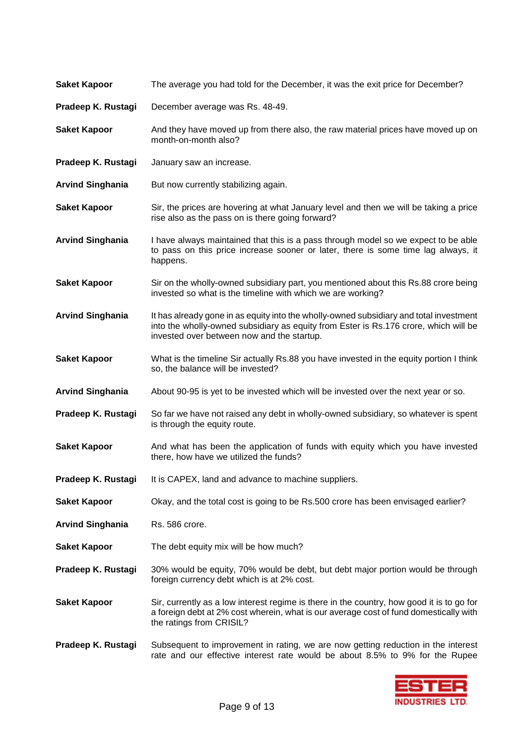**Saket Kapoor** The average you had told for the December, it was the exit price for December?

**Pradeep K. Rustagi** December average was Rs. 48-49.

**Saket Kapoor** And they have moved up from there also, the raw material prices have moved up on month-on-month also?

**Pradeep K. Rustagi** January saw an increase.

**Arvind Singhania** But now currently stabilizing again.

**Saket Kapoor** Sir, the prices are hovering at what January level and then we will be taking a price rise also as the pass on is there going forward?

**Arvind Singhania** I have always maintained that this is a pass through model so we expect to be able to pass on this price increase sooner or later, there is some time lag always, it happens.

**Saket Kapoor** Sir on the wholly-owned subsidiary part, you mentioned about this Rs.88 crore being invested so what is the timeline with which we are working?

**Arvind Singhania** It has already gone in as equity into the wholly-owned subsidiary and total investment into the wholly-owned subsidiary as equity from Ester is Rs.176 crore, which will be invested over between now and the startup.

**Saket Kapoor** What is the timeline Sir actually Rs.88 you have invested in the equity portion I think so, the balance will be invested?

**Arvind Singhania** About 90-95 is yet to be invested which will be invested over the next year or so.

**Pradeep K. Rustagi** So far we have not raised any debt in wholly-owned subsidiary, so whatever is spent is through the equity route.

**Saket Kapoor** And what has been the application of funds with equity which you have invested there, how have we utilized the funds?

**Pradeep K. Rustagi** It is CAPEX, land and advance to machine suppliers.

**Saket Kapoor** Okay, and the total cost is going to be Rs.500 crore has been envisaged earlier?

**Arvind Singhania** Rs. 586 crore.

**Saket Kapoor** The debt equity mix will be how much?

**Pradeep K. Rustagi** 30% would be equity, 70% would be debt, but debt major portion would be through foreign currency debt which is at 2% cost.

**Saket Kapoor** Sir, currently as a low interest regime is there in the country, how good it is to go for a foreign debt at 2% cost wherein, what is our average cost of fund domestically with the ratings from CRISIL?

**Pradeep K. Rustagi** Subsequent to improvement in rating, we are now getting reduction in the interest rate and our effective interest rate would be about 8.5% to 9% for the Rupee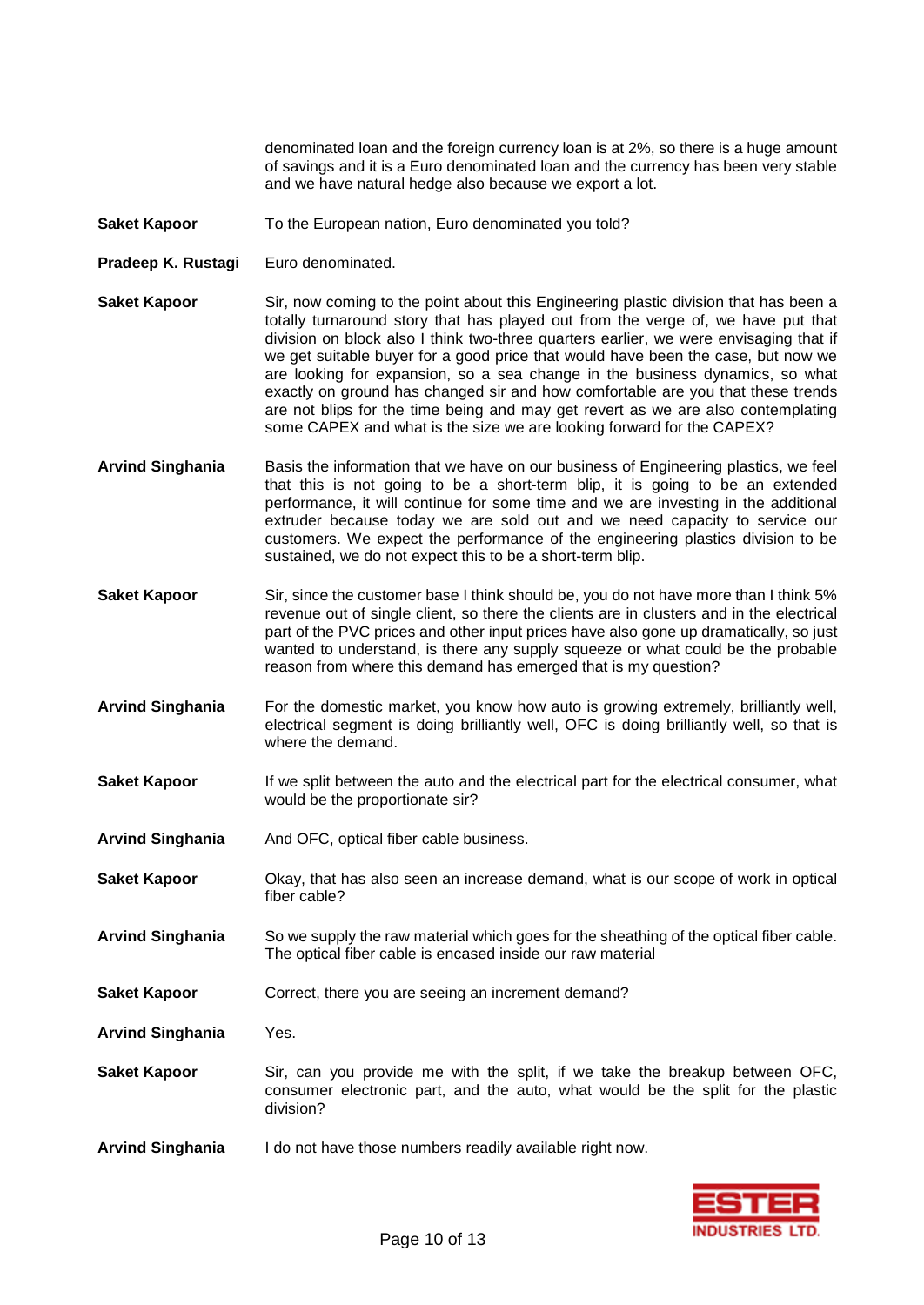denominated loan and the foreign currency loan is at 2%, so there is a huge amount of savings and it is a Euro denominated loan and the currency has been very stable and we have natural hedge also because we export a lot.

**Saket Kapoor** To the European nation, Euro denominated you told?

**Pradeep K. Rustagi** Euro denominated.

**Saket Kapoor** Sir, now coming to the point about this Engineering plastic division that has been a totally turnaround story that has played out from the verge of, we have put that division on block also I think two-three quarters earlier, we were envisaging that if we get suitable buyer for a good price that would have been the case, but now we are looking for expansion, so a sea change in the business dynamics, so what exactly on ground has changed sir and how comfortable are you that these trends are not blips for the time being and may get revert as we are also contemplating some CAPEX and what is the size we are looking forward for the CAPEX?

**Arvind Singhania** Basis the information that we have on our business of Engineering plastics, we feel that this is not going to be a short-term blip, it is going to be an extended performance, it will continue for some time and we are investing in the additional extruder because today we are sold out and we need capacity to service our customers. We expect the performance of the engineering plastics division to be sustained, we do not expect this to be a short-term blip.

**Saket Kapoor** Sir, since the customer base I think should be, you do not have more than I think 5% revenue out of single client, so there the clients are in clusters and in the electrical part of the PVC prices and other input prices have also gone up dramatically, so just wanted to understand, is there any supply squeeze or what could be the probable reason from where this demand has emerged that is my question?

**Arvind Singhania** For the domestic market, you know how auto is growing extremely, brilliantly well, electrical segment is doing brilliantly well, OFC is doing brilliantly well, so that is where the demand.

**Saket Kapoor** If we split between the auto and the electrical part for the electrical consumer, what would be the proportionate sir?

**Arvind Singhania** And OFC, optical fiber cable business.

**Saket Kapoor** Okay, that has also seen an increase demand, what is our scope of work in optical fiber cable?

**Arvind Singhania** So we supply the raw material which goes for the sheathing of the optical fiber cable. The optical fiber cable is encased inside our raw material

**Saket Kapoor** Correct, there you are seeing an increment demand?

**Arvind Singhania** Yes.

**Saket Kapoor** Sir, can you provide me with the split, if we take the breakup between OFC, consumer electronic part, and the auto, what would be the split for the plastic division?

**Arvind Singhania** I do not have those numbers readily available right now.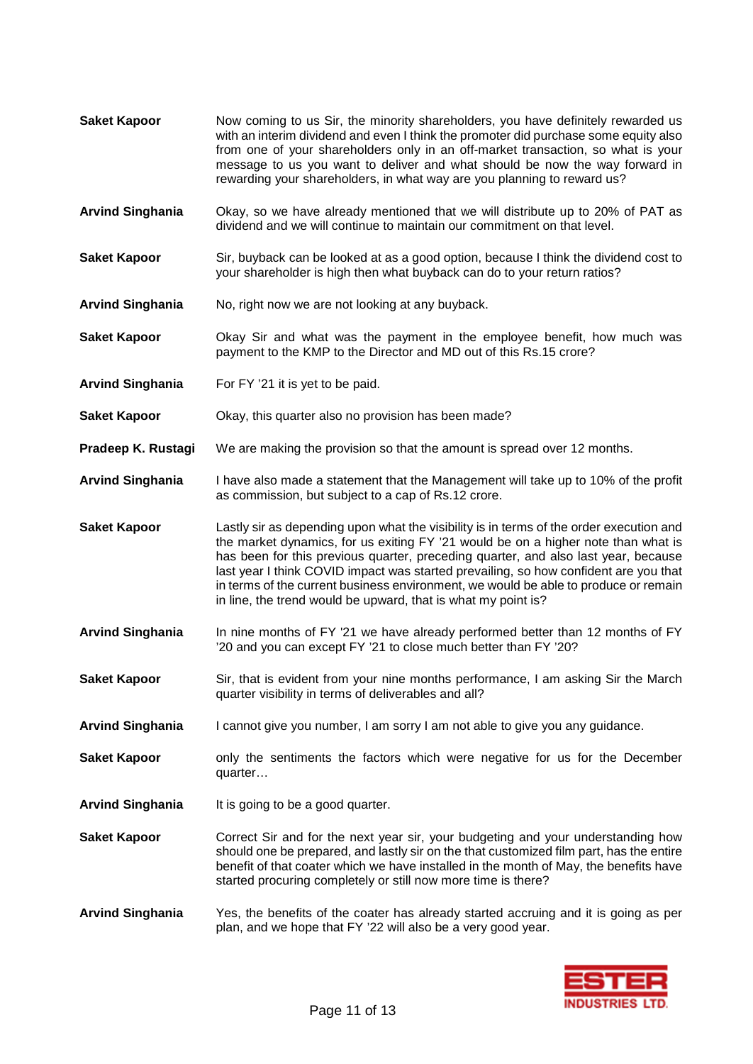**Saket Kapoor** Now coming to us Sir, the minority shareholders, you have definitely rewarded us with an interim dividend and even I think the promoter did purchase some equity also from one of your shareholders only in an off-market transaction, so what is your message to us you want to deliver and what should be now the way forward in rewarding your shareholders, in what way are you planning to reward us?

**Arvind Singhania** Okay, so we have already mentioned that we will distribute up to 20% of PAT as dividend and we will continue to maintain our commitment on that level.

**Saket Kapoor** Sir, buyback can be looked at as a good option, because I think the dividend cost to your shareholder is high then what buyback can do to your return ratios?

**Arvind Singhania** No, right now we are not looking at any buyback.

**Saket Kapoor** Okay Sir and what was the payment in the employee benefit, how much was payment to the KMP to the Director and MD out of this Rs.15 crore?

**Arvind Singhania** For FY '21 it is yet to be paid.

**Saket Kapoor** Okay, this quarter also no provision has been made?

**Pradeep K. Rustagi** We are making the provision so that the amount is spread over 12 months.

**Arvind Singhania** I have also made a statement that the Management will take up to 10% of the profit as commission, but subject to a cap of Rs.12 crore.

**Saket Kapoor** Lastly sir as depending upon what the visibility is in terms of the order execution and the market dynamics, for us exiting FY '21 would be on a higher note than what is has been for this previous quarter, preceding quarter, and also last year, because last year I think COVID impact was started prevailing, so how confident are you that in terms of the current business environment, we would be able to produce or remain in line, the trend would be upward, that is what my point is?

**Arvind Singhania** In nine months of FY '21 we have already performed better than 12 months of FY '20 and you can except FY '21 to close much better than FY '20?

**Saket Kapoor** Sir, that is evident from your nine months performance, I am asking Sir the March quarter visibility in terms of deliverables and all?

**Arvind Singhania** I cannot give you number, I am sorry I am not able to give you any guidance.

**Saket Kapoor** only the sentiments the factors which were negative for us for the December quarter…

**Arvind Singhania** It is going to be a good quarter.

**Saket Kapoor** Correct Sir and for the next year sir, your budgeting and your understanding how should one be prepared, and lastly sir on the that customized film part, has the entire benefit of that coater which we have installed in the month of May, the benefits have started procuring completely or still now more time is there?

**Arvind Singhania** Yes, the benefits of the coater has already started accruing and it is going as per plan, and we hope that FY '22 will also be a very good year.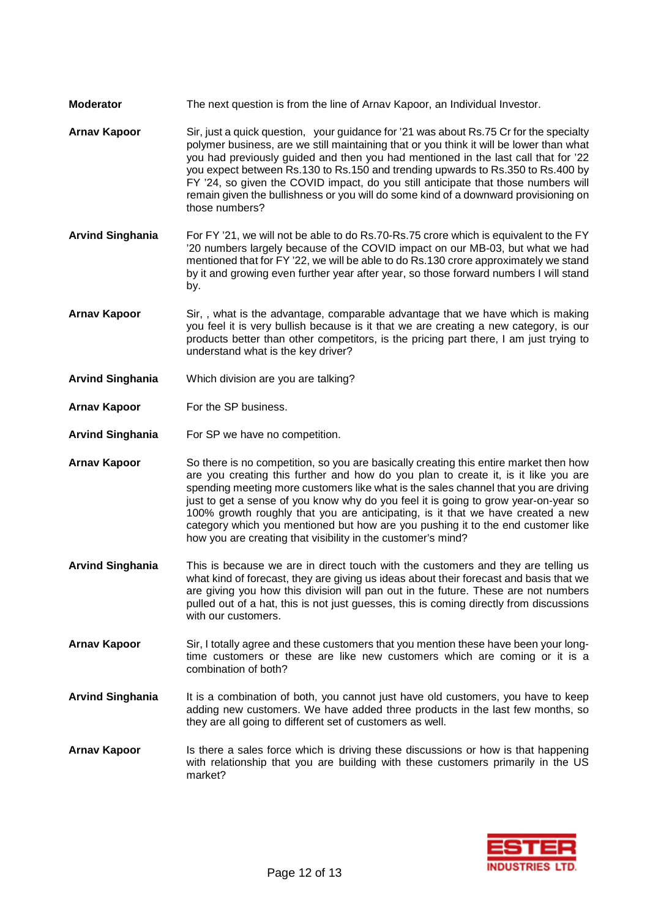**Moderator** The next question is from the line of Arnav Kapoor, an Individual Investor.

**Arnav Kapoor** Sir, just a quick question, your guidance for '21 was about Rs.75 Cr for the specialty polymer business, are we still maintaining that or you think it will be lower than what you had previously guided and then you had mentioned in the last call that for '22 you expect between Rs.130 to Rs.150 and trending upwards to Rs.350 to Rs.400 by FY '24, so given the COVID impact, do you still anticipate that those numbers will remain given the bullishness or you will do some kind of a downward provisioning on those numbers?

**Arvind Singhania** For FY '21, we will not be able to do Rs.70-Rs.75 crore which is equivalent to the FY '20 numbers largely because of the COVID impact on our MB-03, but what we had mentioned that for FY '22, we will be able to do Rs.130 crore approximately we stand by it and growing even further year after year, so those forward numbers I will stand by.

**Arnav Kapoor** Sir, , what is the advantage, comparable advantage that we have which is making you feel it is very bullish because is it that we are creating a new category, is our products better than other competitors, is the pricing part there, I am just trying to understand what is the key driver?

**Arvind Singhania** Which division are you are talking?

**Arnav Kapoor** For the SP business.

**Arvind Singhania** For SP we have no competition.

**Arnav Kapoor** So there is no competition, so you are basically creating this entire market then how are you creating this further and how do you plan to create it, is it like you are spending meeting more customers like what is the sales channel that you are driving just to get a sense of you know why do you feel it is going to grow year-on-year so 100% growth roughly that you are anticipating, is it that we have created a new category which you mentioned but how are you pushing it to the end customer like how you are creating that visibility in the customer's mind?

**Arvind Singhania** This is because we are in direct touch with the customers and they are telling us what kind of forecast, they are giving us ideas about their forecast and basis that we are giving you how this division will pan out in the future. These are not numbers pulled out of a hat, this is not just guesses, this is coming directly from discussions with our customers.

**Arnav Kapoor** Sir, I totally agree and these customers that you mention these have been your long-time customers or these are like new customers which are coming or it is a combination of both?

**Arvind Singhania** It is a combination of both, you cannot just have old customers, you have to keep adding new customers. We have added three products in the last few months, so they are all going to different set of customers as well.

**Arnav Kapoor** Is there a sales force which is driving these discussions or how is that happening with relationship that you are building with these customers primarily in the US market?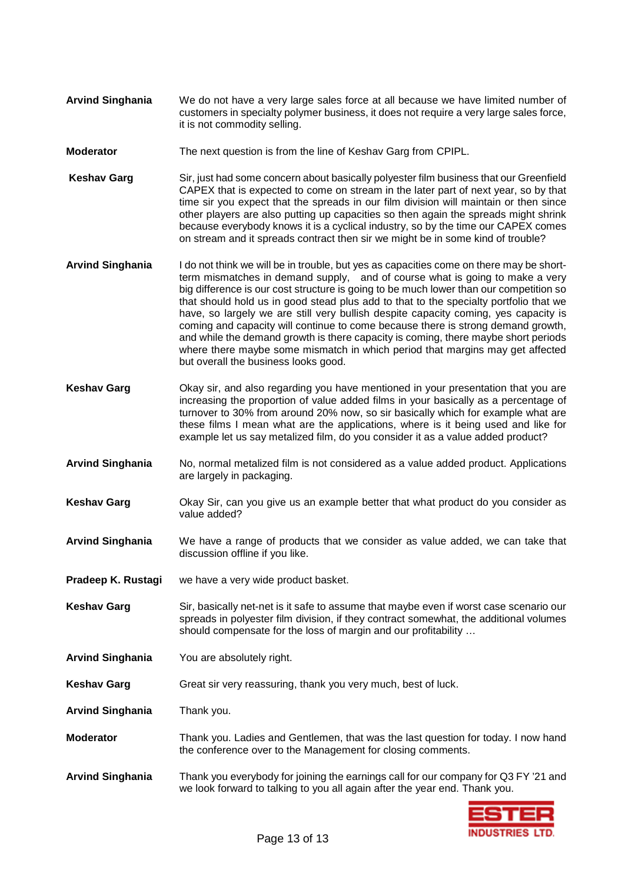**Arvind Singhania** We do not have a very large sales force at all because we have limited number of customers in specialty polymer business, it does not require a very large sales force, it is not commodity selling.

**Moderator** The next question is from the line of Keshav Garg from CPIPL.

**Keshav Garg** Sir, just had some concern about basically polyester film business that our Greenfield CAPEX that is expected to come on stream in the later part of next year, so by that time sir you expect that the spreads in our film division will maintain or then since other players are also putting up capacities so then again the spreads might shrink because everybody knows it is a cyclical industry, so by the time our CAPEX comes on stream and it spreads contract then sir we might be in some kind of trouble?

**Arvind Singhania** I do not think we will be in trouble, but yes as capacities come on there may be short-term mismatches in demand supply, and of course what is going to make a very big difference is our cost structure is going to be much lower than our competition so that should hold us in good stead plus add to that to the specialty portfolio that we have, so largely we are still very bullish despite capacity coming, yes capacity is coming and capacity will continue to come because there is strong demand growth, and while the demand growth is there capacity is coming, there maybe short periods where there maybe some mismatch in which period that margins may get affected but overall the business looks good.

**Keshav Garg** Okay sir, and also regarding you have mentioned in your presentation that you are increasing the proportion of value added films in your basically as a percentage of turnover to 30% from around 20% now, so sir basically which for example what are these films I mean what are the applications, where is it being used and like for example let us say metalized film, do you consider it as a value added product?

**Arvind Singhania** No, normal metalized film is not considered as a value added product. Applications are largely in packaging.

**Keshav Garg** Okay Sir, can you give us an example better that what product do you consider as value added?

**Arvind Singhania** We have a range of products that we consider as value added, we can take that discussion offline if you like.

**Pradeep K. Rustagi** we have a very wide product basket.

**Keshav Garg** Sir, basically net-net is it safe to assume that maybe even if worst case scenario our spreads in polyester film division, if they contract somewhat, the additional volumes should compensate for the loss of margin and our profitability …

**Arvind Singhania** You are absolutely right.

**Keshav Garg** Great sir very reassuring, thank you very much, best of luck.

**Arvind Singhania** Thank you.

**Moderator** Thank you. Ladies and Gentlemen, that was the last question for today. I now hand the conference over to the Management for closing comments.

**Arvind Singhania** Thank you everybody for joining the earnings call for our company for Q3 FY '21 and we look forward to talking to you all again after the year end. Thank you.